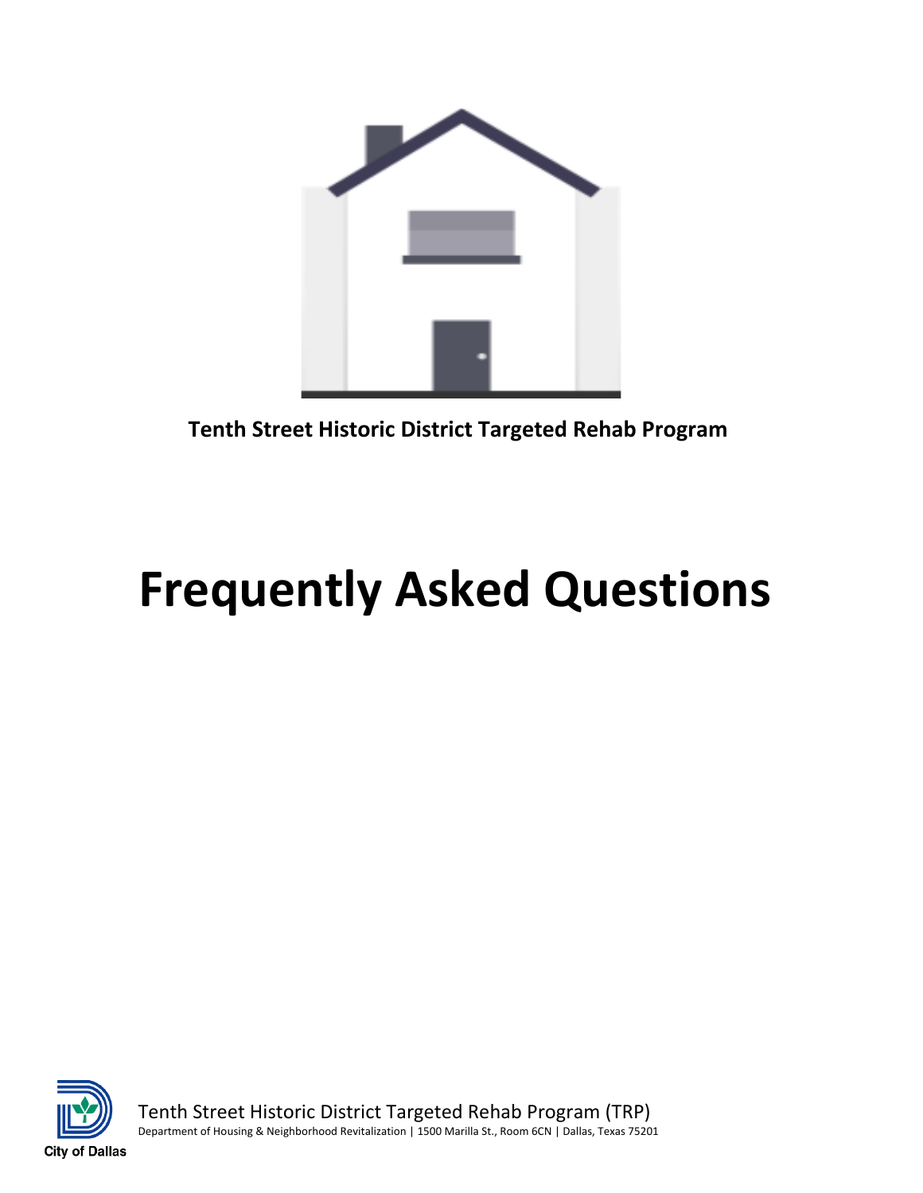**Tenth Street Historic District Targeted Rehab Program**

# Frequently Asked Questions

City of Dallas

Tenth Street Historic District Targeted Rehab Program (TRP)
Department of Housing & Neighborhood Revitalization | 1500 Marilla St., Room 6CN | Dallas, Texas 75201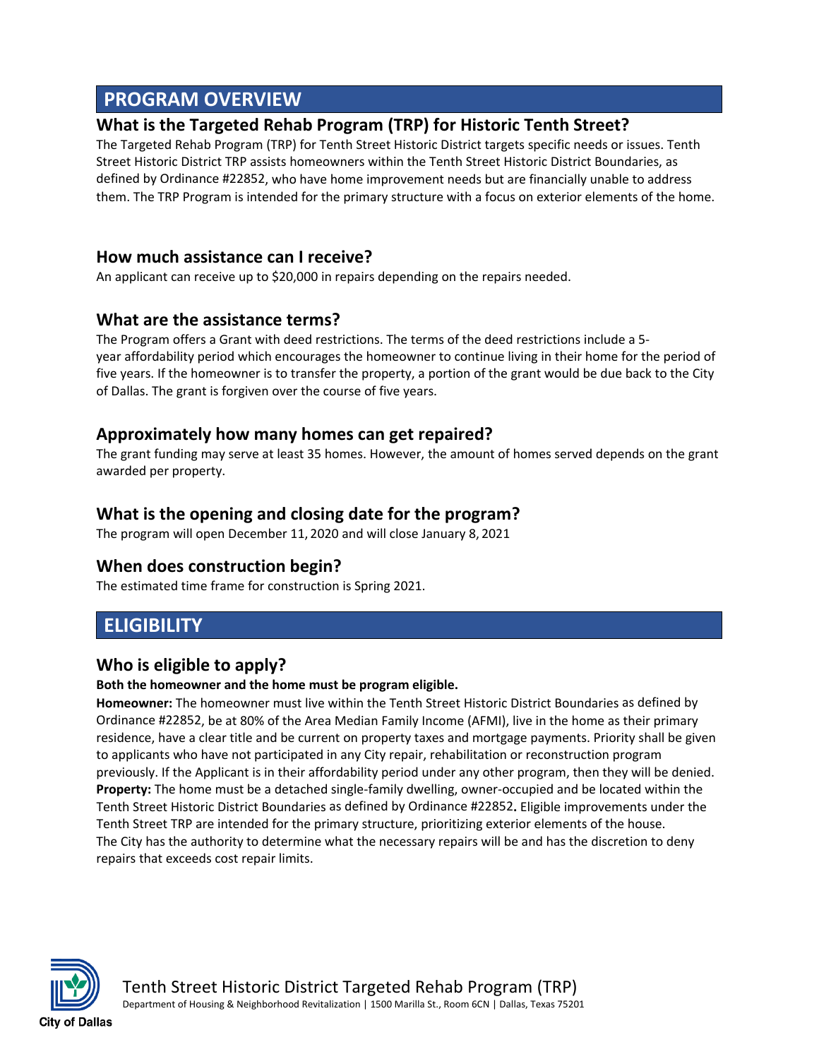## PROGRAM OVERVIEW

### What is the Targeted Rehab Program (TRP) for Historic Tenth Street?

The Targeted Rehab Program (TRP) for Tenth Street Historic District targets specific needs or issues. Tenth Street Historic District TRP assists homeowners within the Tenth Street Historic District Boundaries, as defined by Ordinance #22852, who have home improvement needs but are financially unable to address them. The TRP Program is intended for the primary structure with a focus on exterior elements of the home.

### How much assistance can I receive?

An applicant can receive up to $20,000 in repairs depending on the repairs needed.

### What are the assistance terms?

The Program offers a Grant with deed restrictions. The terms of the deed restrictions include a 5-year affordability period which encourages the homeowner to continue living in their home for the period of five years. If the homeowner is to transfer the property, a portion of the grant would be due back to the City of Dallas. The grant is forgiven over the course of five years.

### Approximately how many homes can get repaired?

The grant funding may serve at least 35 homes. However, the amount of homes served depends on the grant awarded per property.

### What is the opening and closing date for the program?

The program will open December 11, 2020 and will close January 8, 2021

### When does construction begin?

The estimated time frame for construction is Spring 2021.

## ELIGIBILITY

### Who is eligible to apply?

**Both the homeowner and the home must be program eligible.**

**Homeowner:** The homeowner must live within the Tenth Street Historic District Boundaries as defined by Ordinance #22852, be at 80% of the Area Median Family Income (AFMI), live in the home as their primary residence, have a clear title and be current on property taxes and mortgage payments. Priority shall be given to applicants who have not participated in any City repair, rehabilitation or reconstruction program previously. If the Applicant is in their affordability period under any other program, then they will be denied.

**Property:** The home must be a detached single-family dwelling, owner-occupied and be located within the Tenth Street Historic District Boundaries as defined by Ordinance #22852**.** Eligible improvements under the Tenth Street TRP are intended for the primary structure, prioritizing exterior elements of the house. The City has the authority to determine what the necessary repairs will be and has the discretion to deny repairs that exceeds cost repair limits.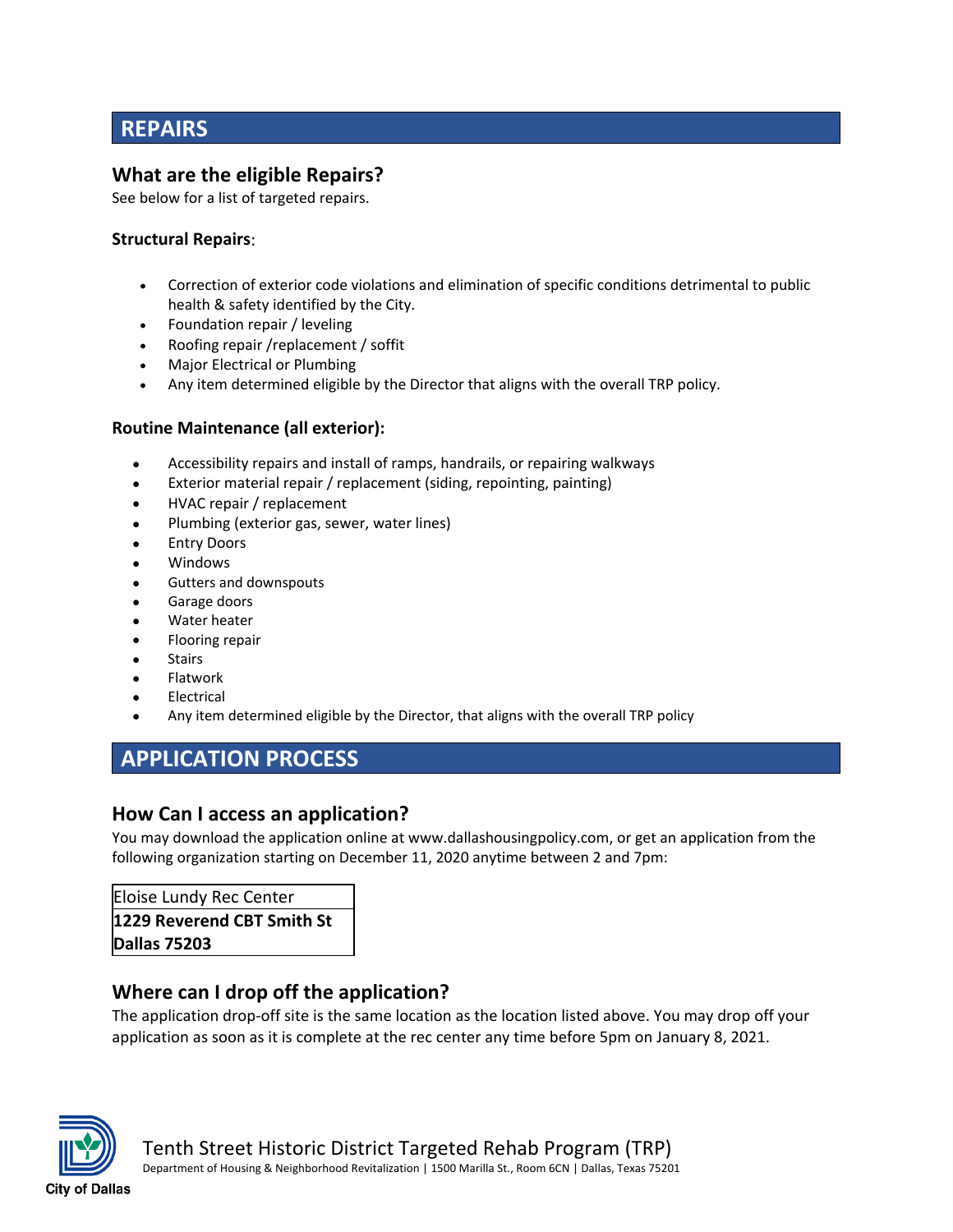## REPAIRS

### What are the eligible Repairs?

See below for a list of targeted repairs.

**Structural Repairs**:

- Correction of exterior code violations and elimination of specific conditions detrimental to public health & safety identified by the City.
- Foundation repair / leveling
- Roofing repair /replacement / soffit
- Major Electrical or Plumbing
- Any item determined eligible by the Director that aligns with the overall TRP policy.

**Routine Maintenance (all exterior):**

- Accessibility repairs and install of ramps, handrails, or repairing walkways
- Exterior material repair / replacement (siding, repointing, painting)
- HVAC repair / replacement
- Plumbing (exterior gas, sewer, water lines)
- Entry Doors
- Windows
- Gutters and downspouts
- Garage doors
- Water heater
- Flooring repair
- Stairs
- Flatwork
- Electrical
- Any item determined eligible by the Director, that aligns with the overall TRP policy

## APPLICATION PROCESS

### How Can I access an application?

You may download the application online at www.dallashousingpolicy.com, or get an application from the following organization starting on December 11, 2020 anytime between 2 and 7pm:

| Eloise Lundy Rec Center |
|---|
| **1229 Reverend CBT Smith St** |
| **Dallas 75203** |

### Where can I drop off the application?

The application drop-off site is the same location as the location listed above. You may drop off your application as soon as it is complete at the rec center any time before 5pm on January 8, 2021.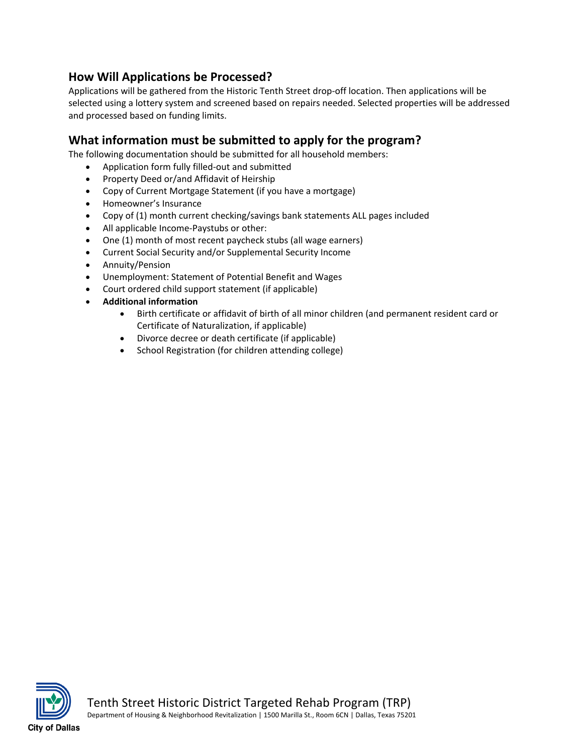## How Will Applications be Processed?

Applications will be gathered from the Historic Tenth Street drop-off location. Then applications will be selected using a lottery system and screened based on repairs needed. Selected properties will be addressed and processed based on funding limits.

## What information must be submitted to apply for the program?

The following documentation should be submitted for all household members:

- Application form fully filled-out and submitted
- Property Deed or/and Affidavit of Heirship
- Copy of Current Mortgage Statement (if you have a mortgage)
- Homeowner's Insurance
- Copy of (1) month current checking/savings bank statements ALL pages included
- All applicable Income-Paystubs or other:
- One (1) month of most recent paycheck stubs (all wage earners)
- Current Social Security and/or Supplemental Security Income
- Annuity/Pension
- Unemployment: Statement of Potential Benefit and Wages
- Court ordered child support statement (if applicable)
- **Additional information**
    - Birth certificate or affidavit of birth of all minor children (and permanent resident card or Certificate of Naturalization, if applicable)
    - Divorce decree or death certificate (if applicable)
    - School Registration (for children attending college)